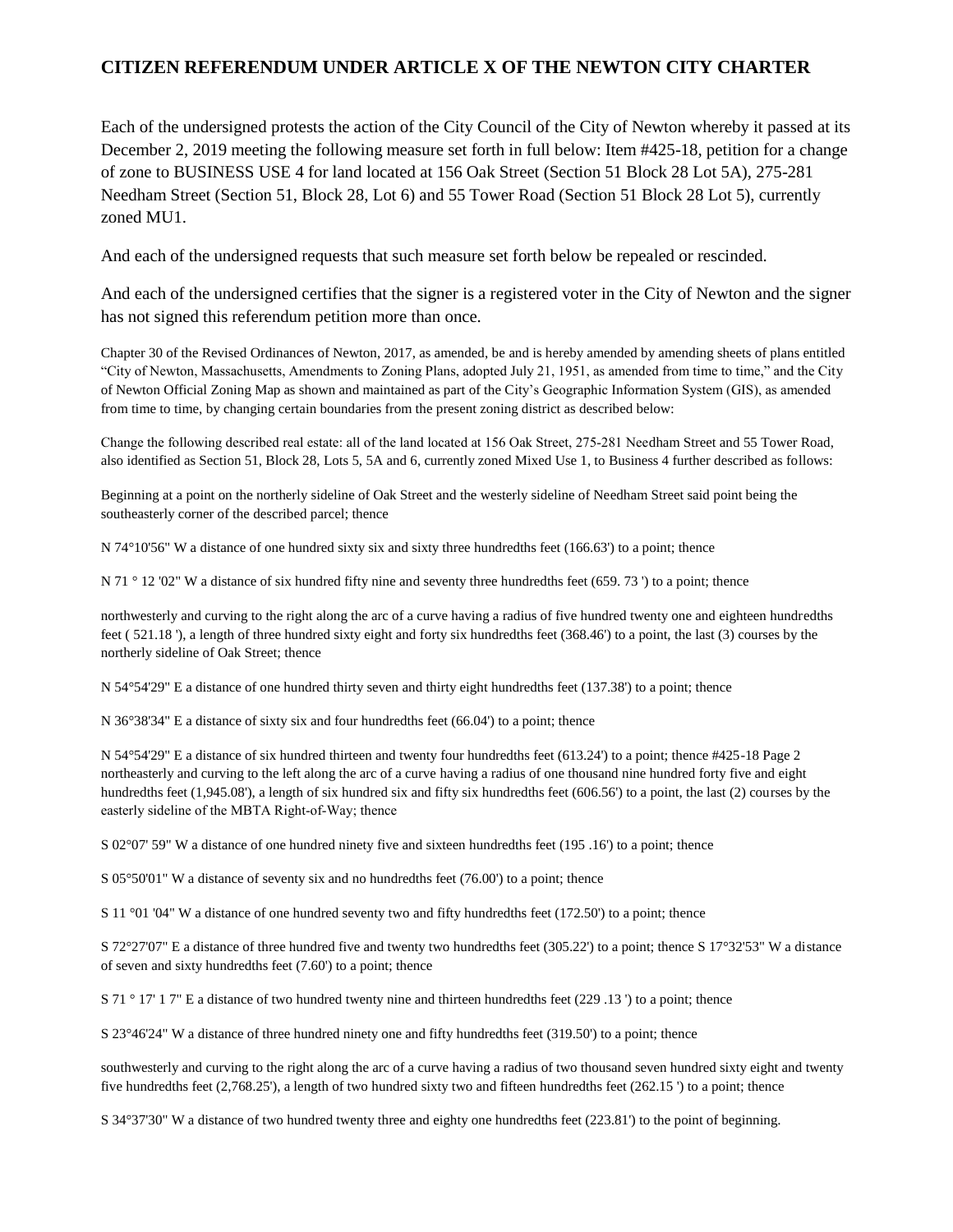## CITIZEN REFERENDUM UNDER ARTICLE X OF THE NEWTON CITY CHARTER

Each of the undersigned protests the action of the City Council of the City of Newton whereby it passed at its December 2, 2019 meeting the following measure set forth in full below: Item #425-18, petition for a change of zone to BUSINESS USE 4 for land located at 156 Oak Street (Section 51 Block 28 Lot 5A), 275-281 Needham Street (Section 51, Block 28, Lot 6) and 55 Tower Road (Section 51 Block 28 Lot 5), currently zoned MU1.

And each of the undersigned requests that such measure set forth below be repealed or rescinded.

And each of the undersigned certifies that the signer is a registered voter in the City of Newton and the signer has not signed this referendum petition more than once.

Chapter 30 of the Revised Ordinances of Newton, 2017, as amended, be and is hereby amended by amending sheets of plans entitled "City of Newton, Massachusetts, Amendments to Zoning Plans, adopted July 21, 1951, as amended from time to time," and the City of Newton Official Zoning Map as shown and maintained as part of the City's Geographic Information System (GIS), as amended from time to time, by changing certain boundaries from the present zoning district as described below:

Change the following described real estate: all of the land located at 156 Oak Street, 275-281 Needham Street and 55 Tower Road, also identified as Section 51, Block 28, Lots 5, 5A and 6, currently zoned Mixed Use 1, to Business 4 further described as follows:

Beginning at a point on the northerly sideline of Oak Street and the westerly sideline of Needham Street said point being the southeasterly corner of the described parcel; thence

N 74°10'56" W a distance of one hundred sixty six and sixty three hundredths feet (166.63') to a point; thence

N 71 ° 12 '02" W a distance of six hundred fifty nine and seventy three hundredths feet (659. 73 ') to a point; thence

northwesterly and curving to the right along the arc of a curve having a radius of five hundred twenty one and eighteen hundredths feet ( 521.18 '), a length of three hundred sixty eight and forty six hundredths feet (368.46') to a point, the last (3) courses by the northerly sideline of Oak Street; thence

N 54°54'29" E a distance of one hundred thirty seven and thirty eight hundredths feet (137.38') to a point; thence

N 36°38'34" E a distance of sixty six and four hundredths feet (66.04') to a point; thence

N 54°54'29" E a distance of six hundred thirteen and twenty four hundredths feet (613.24') to a point; thence #425-18 Page 2 northeasterly and curving to the left along the arc of a curve having a radius of one thousand nine hundred forty five and eight hundredths feet (1,945.08'), a length of six hundred six and fifty six hundredths feet (606.56') to a point, the last (2) courses by the easterly sideline of the MBTA Right-of-Way; thence

S 02°07' 59" W a distance of one hundred ninety five and sixteen hundredths feet (195 .16') to a point; thence

S 05°50'01" W a distance of seventy six and no hundredths feet (76.00') to a point; thence

S 11 °01 '04" W a distance of one hundred seventy two and fifty hundredths feet (172.50') to a point; thence

S 72°27'07" E a distance of three hundred five and twenty two hundredths feet (305.22') to a point; thence S 17°32'53" W a distance of seven and sixty hundredths feet (7.60') to a point; thence

S 71 ° 17' 1 7" E a distance of two hundred twenty nine and thirteen hundredths feet (229 .13 ') to a point; thence

S 23°46'24" W a distance of three hundred ninety one and fifty hundredths feet (319.50') to a point; thence

southwesterly and curving to the right along the arc of a curve having a radius of two thousand seven hundred sixty eight and twenty five hundredths feet (2,768.25'), a length of two hundred sixty two and fifteen hundredths feet (262.15 ') to a point; thence

S 34°37'30" W a distance of two hundred twenty three and eighty one hundredths feet (223.81') to the point of beginning.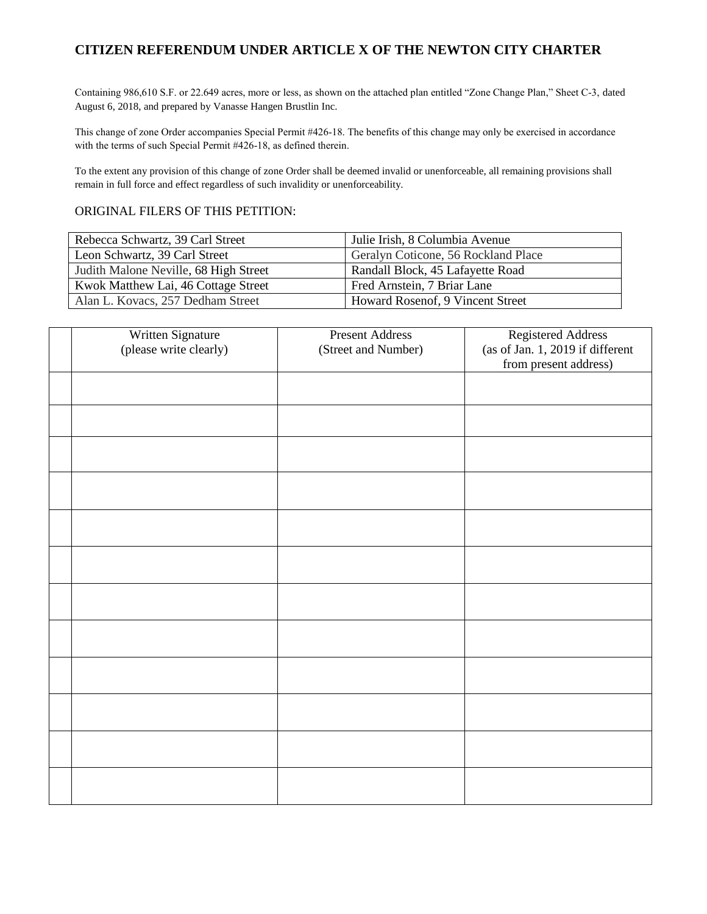# CITIZEN REFERENDUM UNDER ARTICLE X OF THE NEWTON CITY CHARTER

Containing 986,610 S.F. or 22.649 acres, more or less, as shown on the attached plan entitled "Zone Change Plan," Sheet C-3, dated August 6, 2018, and prepared by Vanasse Hangen Brustlin Inc.

This change of zone Order accompanies Special Permit #426-18. The benefits of this change may only be exercised in accordance with the terms of such Special Permit #426-18, as defined therein.

To the extent any provision of this change of zone Order shall be deemed invalid or unenforceable, all remaining provisions shall remain in full force and effect regardless of such invalidity or unenforceability.

ORIGINAL FILERS OF THIS PETITION:

| | |
|---|---|
| Rebecca Schwartz, 39 Carl Street | Julie Irish, 8 Columbia Avenue |
| Leon Schwartz, 39 Carl Street | Geralyn Coticone, 56 Rockland Place |
| Judith Malone Neville, 68 High Street | Randall Block, 45 Lafayette Road |
| Kwok Matthew Lai, 46 Cottage Street | Fred Arnstein, 7 Briar Lane |
| Alan L. Kovacs, 257 Dedham Street | Howard Rosenof, 9 Vincent Street |

| | Written Signature (please write clearly) | Present Address (Street and Number) | Registered Address (as of Jan. 1, 2019 if different from present address) |
|---|---|---|---|
| | | | |
| | | | |
| | | | |
| | | | |
| | | | |
| | | | |
| | | | |
| | | | |
| | | | |
| | | | |
| | | | |
| | | | |